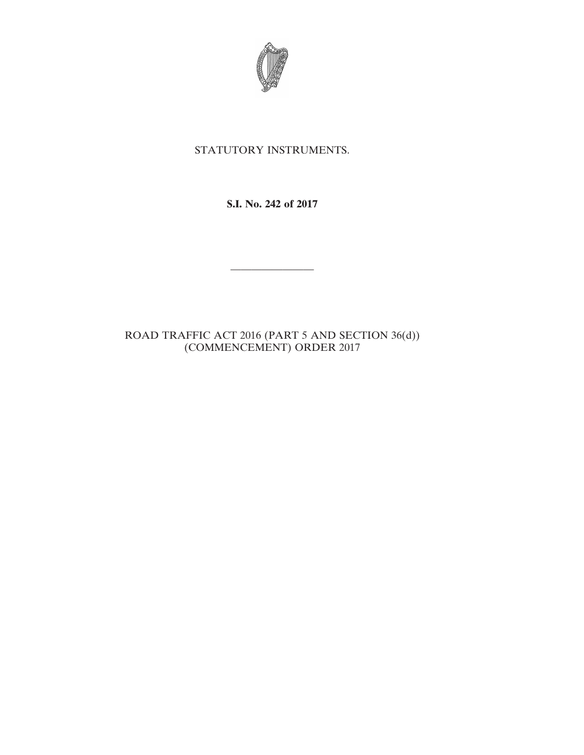STATUTORY INSTRUMENTS.

**S.I. No. 242 of 2017**

---

ROAD TRAFFIC ACT 2016 (PART 5 AND SECTION 36(d)) (COMMENCEMENT) ORDER 2017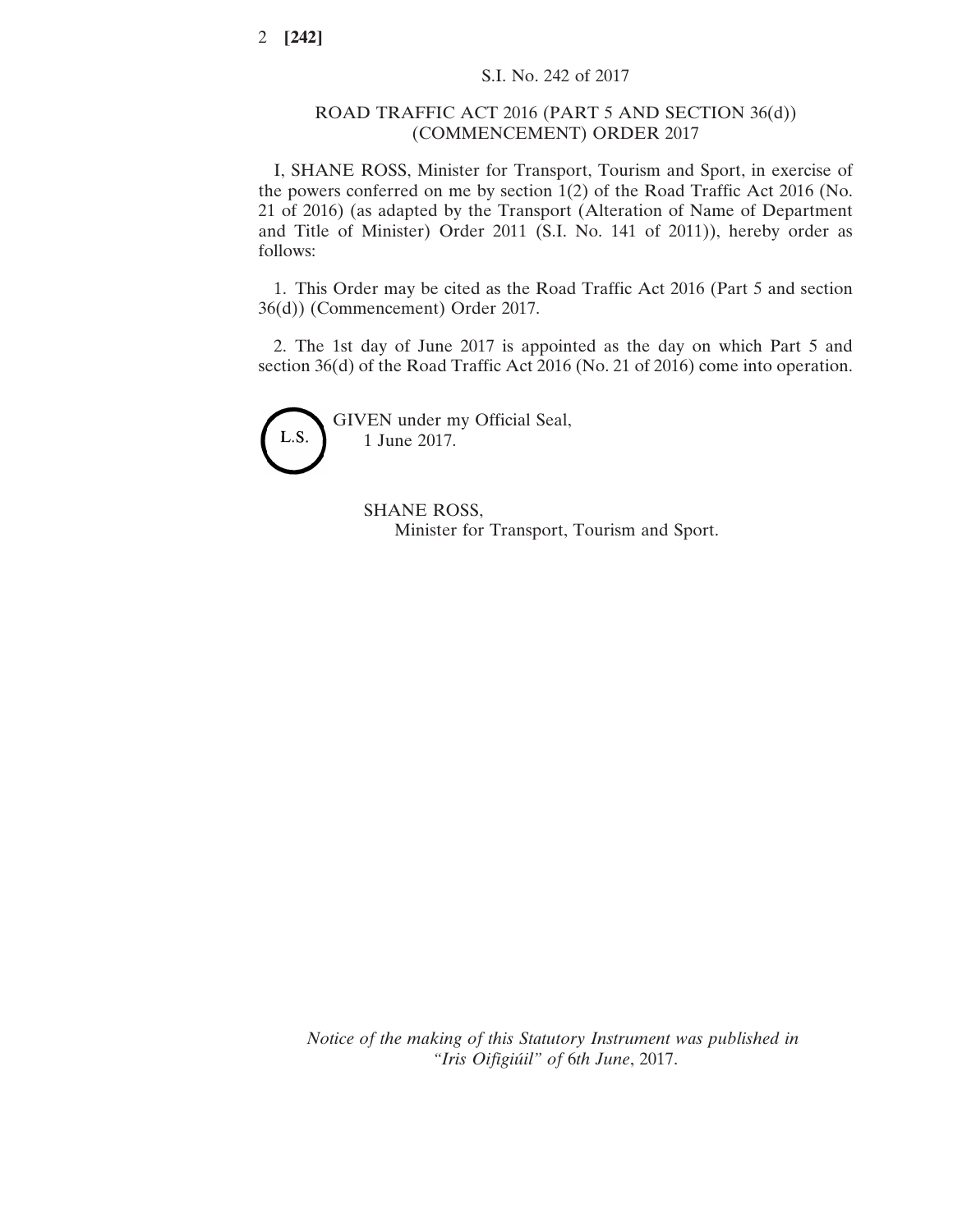S.I. No. 242 of 2017

ROAD TRAFFIC ACT 2016 (PART 5 AND SECTION 36(d)) (COMMENCEMENT) ORDER 2017

I, SHANE ROSS, Minister for Transport, Tourism and Sport, in exercise of the powers conferred on me by section 1(2) of the Road Traffic Act 2016 (No. 21 of 2016) (as adapted by the Transport (Alteration of Name of Department and Title of Minister) Order 2011 (S.I. No. 141 of 2011)), hereby order as follows:

1. This Order may be cited as the Road Traffic Act 2016 (Part 5 and section 36(d)) (Commencement) Order 2017.

2. The 1st day of June 2017 is appointed as the day on which Part 5 and section 36(d) of the Road Traffic Act 2016 (No. 21 of 2016) come into operation.

L.S.

GIVEN under my Official Seal,
1 June 2017.

SHANE ROSS,
Minister for Transport, Tourism and Sport.

*Notice of the making of this Statutory Instrument was published in "Iris Oifigiúil" of 6th June, 2017.*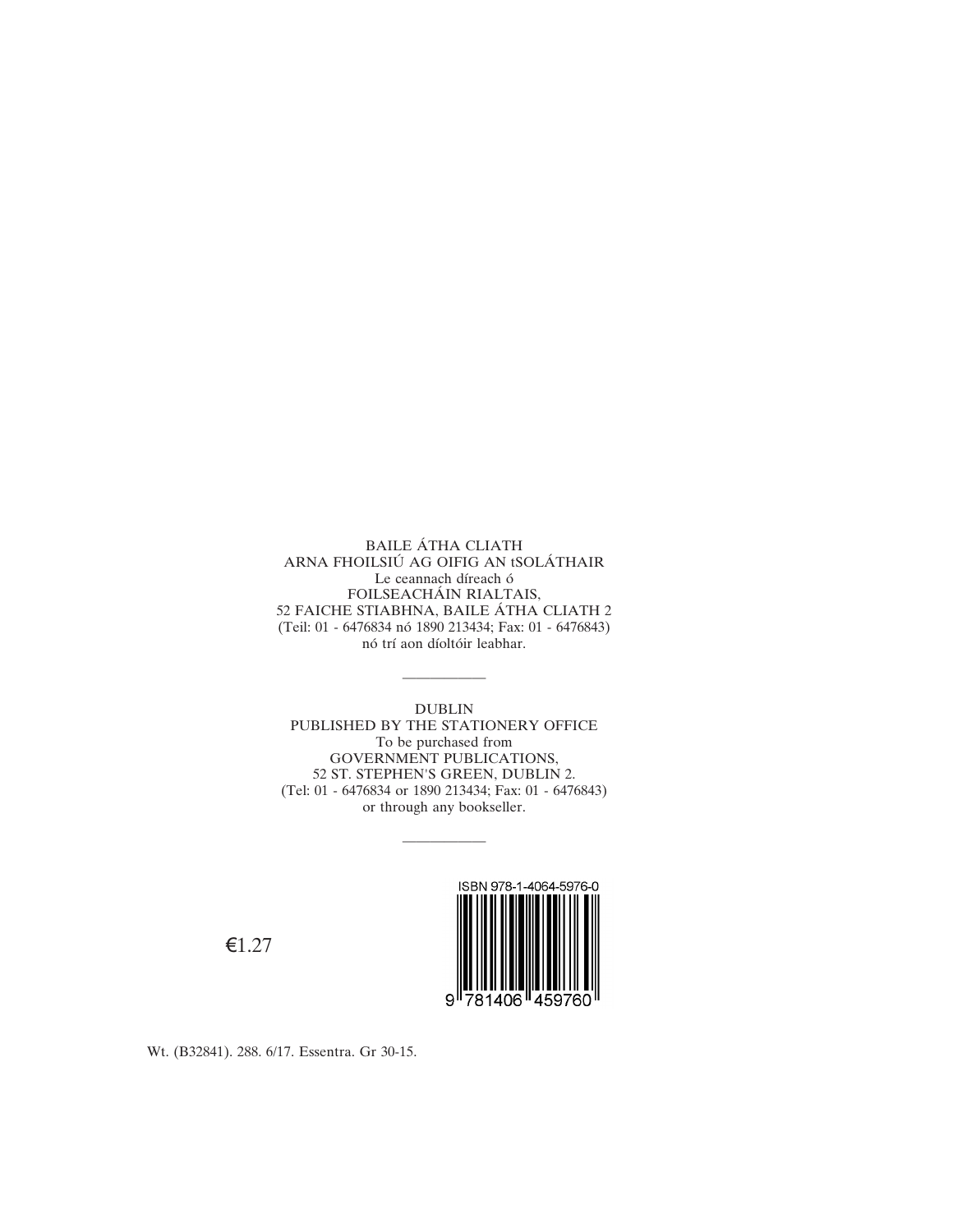BAILE ÁTHA CLIATH
ARNA FHOILSIÚ AG OIFIG AN tSOLÁTHAIR
Le ceannach díreach ó
FOILSEACHÁIN RIALTAIS,
52 FAICHE STIABHNA, BAILE ÁTHA CLIATH 2
(Teil: 01 - 6476834 nó 1890 213434; Fax: 01 - 6476843)
nó trí aon díoltóir leabhar.

---

DUBLIN
PUBLISHED BY THE STATIONERY OFFICE
To be purchased from
GOVERNMENT PUBLICATIONS,
52 ST. STEPHEN'S GREEN, DUBLIN 2.
(Tel: 01 - 6476834 or 1890 213434; Fax: 01 - 6476843)
or through any bookseller.

---

ISBN 978-1-4064-5976-0

9 781406 459760

€1.27

Wt. (B32841). 288. 6/17. Essentra. Gr 30-15.